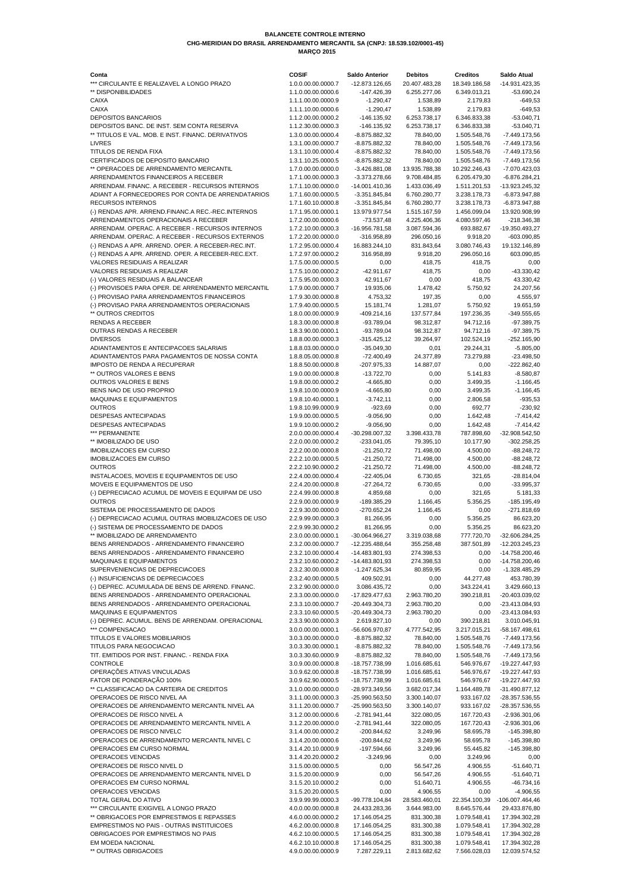**BALANCETE CONTROLE INTERNO**
**CHG-MERIDIAN DO BRASIL ARRENDAMENTO MERCANTIL SA (CNPJ: 18.539.102/0001-45)**
**MARÇO 2015**

| Conta | COSIF | Saldo Anterior | Debitos | Creditos | Saldo Atual |
|---|---|---|---|---|---|
| *** CIRCULANTE E REALIZAVEL A LONGO PRAZO | 1.0.0.00.00.0000.7 | -12.873.126,65 | 20.407.483,28 | 18.349.186,58 | -14.931.423,35 |
| ** DISPONIBILIDADES | 1.1.0.00.00.0000.6 | -147.426,39 | 6.255.277,06 | 6.349.013,21 | -53.690,24 |
| CAIXA | 1.1.1.00.00.0000.9 | -1.290,47 | 1.538,89 | 2.179,83 | -649,53 |
| CAIXA | 1.1.1.10.00.0000.6 | -1.290,47 | 1.538,89 | 2.179,83 | -649,53 |
| DEPOSITOS BANCARIOS | 1.1.2.00.00.0000.2 | -146.135,92 | 6.253.738,17 | 6.346.833,38 | -53.040,71 |
| DEPOSITOS BANC. DE INST. SEM CONTA RESERVA | 1.1.2.30.00.0000.3 | -146.135,92 | 6.253.738,17 | 6.346.833,38 | -53.040,71 |
| ** TITULOS E VAL. MOB. E INST. FINANC. DERIVATIVOS | 1.3.0.00.00.0000.4 | -8.875.882,32 | 78.840,00 | 1.505.548,76 | -7.449.173,56 |
| LIVRES | 1.3.1.00.00.0000.7 | -8.875.882,32 | 78.840,00 | 1.505.548,76 | -7.449.173,56 |
| TITULOS DE RENDA FIXA | 1.3.1.10.00.0000.4 | -8.875.882,32 | 78.840,00 | 1.505.548,76 | -7.449.173,56 |
| CERTIFICADOS DE DEPOSITO BANCARIO | 1.3.1.10.25.0000.5 | -8.875.882,32 | 78.840,00 | 1.505.548,76 | -7.449.173,56 |
| ** OPERACOES DE ARRENDAMENTO MERCANTIL | 1.7.0.00.00.0000.0 | -3.426.881,08 | 13.935.788,38 | 10.292.246,43 | -7.070.423,03 |
| ARRENDAMENTOS FINANCEIROS A RECEBER | 1.7.1.00.00.0000.3 | -3.373.278,66 | 9.708.484,85 | 6.205.479,30 | -6.876.284,21 |
| ARRENDAM. FINANC. A RECEBER - RECURSOS INTERNOS | 1.7.1.10.00.0000.0 | -14.001.410,36 | 1.433.036,49 | 1.511.201,53 | -13.923.245,32 |
| ADIANT A FORNECEDORES POR CONTA DE ARRENDATARIOS | 1.7.1.60.00.0000.5 | -3.351.845,84 | 6.760.280,77 | 3.238.178,73 | -6.873.947,88 |
| RECURSOS INTERNOS | 1.7.1.60.10.0000.8 | -3.351.845,84 | 6.760.280,77 | 3.238.178,73 | -6.873.947,88 |
| (-) RENDAS APR. ARREND.FINANC.A REC.-REC.INTERNOS | 1.7.1.95.00.0000.1 | 13.979.977,54 | 1.515.167,59 | 1.456.099,04 | 13.920.908,99 |
| ARRENDAMENTOS OPERACIONAIS A RECEBER | 1.7.2.00.00.0000.6 | -73.537,48 | 4.225.406,36 | 4.080.597,46 | -218.346,38 |
| ARRENDAM. OPERAC. A RECEBER - RECURSOS INTERNOS | 1.7.2.10.00.0000.3 | -16.956.781,58 | 3.087.594,36 | 693.882,67 | -19.350.493,27 |
| ARRENDAM. OPERAC. A RECEBER - RECURSOS EXTERNOS | 1.7.2.20.00.0000.0 | -316.958,89 | 296.050,16 | 9.918,20 | -603.090,85 |
| (-) RENDAS A APR. ARREND. OPER. A RECEBER-REC.INT. | 1.7.2.95.00.0000.4 | 16.883.244,10 | 831.843,64 | 3.080.746,43 | 19.132.146,89 |
| (-) RENDAS A APR. ARREND. OPER. A RECEBER-REC.EXT. | 1.7.2.97.00.0000.2 | 316.958,89 | 9.918,20 | 296.050,16 | 603.090,85 |
| VALORES RESIDUAIS A REALIZAR | 1.7.5.00.00.0000.5 | 0,00 | 418,75 | 418,75 | 0,00 |
| VALORES RESIDUAIS A REALIZAR | 1.7.5.10.00.0000.2 | -42.911,67 | 418,75 | 0,00 | -43.330,42 |
| (-) VALORES RESIDUAIS A BALANCEAR | 1.7.5.95.00.0000.3 | 42.911,67 | 0,00 | 418,75 | 43.330,42 |
| (-) PROVISOES PARA OPER. DE ARRENDAMENTO MERCANTIL | 1.7.9.00.00.0000.7 | 19.935,06 | 1.478,42 | 5.750,92 | 24.207,56 |
| (-) PROVISAO PARA ARRENDAMENTOS FINANCEIROS | 1.7.9.30.00.0000.8 | 4.753,32 | 197,35 | 0,00 | 4.555,97 |
| (-) PROVISAO PARA ARRENDAMENTOS OPERACIONAIS | 1.7.9.40.00.0000.5 | 15.181,74 | 1.281,07 | 5.750,92 | 19.651,59 |
| ** OUTROS CREDITOS | 1.8.0.00.00.0000.9 | -409.214,16 | 137.577,84 | 197.236,35 | -349.555,65 |
| RENDAS A RECEBER | 1.8.3.00.00.0000.8 | -93.789,04 | 98.312,87 | 94.712,16 | -97.389,75 |
| OUTRAS RENDAS A RECEBER | 1.8.3.90.00.0000.1 | -93.789,04 | 98.312,87 | 94.712,16 | -97.389,75 |
| DIVERSOS | 1.8.8.00.00.0000.3 | -315.425,12 | 39.264,97 | 102.524,19 | -252.165,90 |
| ADIANTAMENTOS E ANTECIPACOES SALARIAIS | 1.8.8.03.00.0000.0 | -35.049,30 | 0,01 | 29.244,31 | -5.805,00 |
| ADIANTAMENTOS PARA PAGAMENTOS DE NOSSA CONTA | 1.8.8.05.00.0000.8 | -72.400,49 | 24.377,89 | 73.279,88 | -23.498,50 |
| IMPOSTO DE RENDA A RECUPERAR | 1.8.8.50.00.0000.8 | -207.975,33 | 14.887,07 | 0,00 | -222.862,40 |
| ** OUTROS VALORES E BENS | 1.9.0.00.00.0000.8 | -13.722,70 | 0,00 | 5.141,83 | -8.580,87 |
| OUTROS VALORES E BENS | 1.9.8.00.00.0000.2 | -4.665,80 | 0,00 | 3.499,35 | -1.166,45 |
| BENS NAO DE USO PROPRIO | 1.9.8.10.00.0000.9 | -4.665,80 | 0,00 | 3.499,35 | -1.166,45 |
| MAQUINAS E EQUIPAMENTOS | 1.9.8.10.40.0000.1 | -3.742,11 | 0,00 | 2.806,58 | -935,53 |
| OUTROS | 1.9.8.10.99.0000.9 | -923,69 | 0,00 | 692,77 | -230,92 |
| DESPESAS ANTECIPADAS | 1.9.9.00.00.0000.5 | -9.056,90 | 0,00 | 1.642,48 | -7.414,42 |
| DESPESAS ANTECIPADAS | 1.9.9.10.00.0000.2 | -9.056,90 | 0,00 | 1.642,48 | -7.414,42 |
| *** PERMANENTE | 2.0.0.00.00.0000.4 | -30.298.007,32 | 3.398.433,78 | 787.898,60 | -32.908.542,50 |
| ** IMOBILIZADO DE USO | 2.2.0.00.00.0000.2 | -233.041,05 | 79.395,10 | 10.177,90 | -302.258,25 |
| IMOBILIZACOES EM CURSO | 2.2.2.00.00.0000.8 | -21.250,72 | 71.498,00 | 4.500,00 | -88.248,72 |
| IMOBILIZACOES EM CURSO | 2.2.2.10.00.0000.5 | -21.250,72 | 71.498,00 | 4.500,00 | -88.248,72 |
| OUTROS | 2.2.2.10.90.0000.2 | -21.250,72 | 71.498,00 | 4.500,00 | -88.248,72 |
| INSTALACOES, MOVEIS E EQUIPAMENTOS DE USO | 2.2.4.00.00.0000.4 | -22.405,04 | 6.730,65 | 321,65 | -28.814,04 |
| MOVEIS E EQUIPAMENTOS DE USO | 2.2.4.20.00.0000.8 | -27.264,72 | 6.730,65 | 0,00 | -33.995,37 |
| (-) DEPRECIACAO ACUMUL DE MOVEIS E EQUIPAM DE USO | 2.2.4.99.00.0000.8 | 4.859,68 | 0,00 | 321,65 | 5.181,33 |
| OUTROS | 2.2.9.00.00.0000.9 | -189.385,29 | 1.166,45 | 5.356,25 | -185.195,49 |
| SISTEMA DE PROCESSAMENTO DE DADOS | 2.2.9.30.00.0000.0 | -270.652,24 | 1.166,45 | 0,00 | -271.818,69 |
| (-) DEPRECIACAO ACUMUL OUTRAS IMOBILIZACOES DE USO | 2.2.9.99.00.0000.3 | 81.266,95 | 0,00 | 5.356,25 | 86.623,20 |
| (-) SISTEMA DE PROCESSAMENTO DE DADOS | 2.2.9.99.30.0000.2 | 81.266,95 | 0,00 | 5.356,25 | 86.623,20 |
| ** IMOBILIZADO DE ARRENDAMENTO | 2.3.0.00.00.0000.1 | -30.064.966,27 | 3.319.038,68 | 777.720,70 | -32.606.284,25 |
| BENS ARRENDADOS - ARRENDAMENTO FINANCEIRO | 2.3.2.00.00.0000.7 | -12.235.488,64 | 355.258,48 | 387.501,89 | -12.203.245,23 |
| BENS ARRENDADOS - ARRENDAMENTO FINANCEIRO | 2.3.2.10.00.0000.4 | -14.483.801,93 | 274.398,53 | 0,00 | -14.758.200,46 |
| MAQUINAS E EQUIPAMENTOS | 2.3.2.10.60.0000.2 | -14.483.801,93 | 274.398,53 | 0,00 | -14.758.200,46 |
| SUPERVENIENCIAS DE DEPRECIACOES | 2.3.2.30.00.0000.8 | -1.247.625,34 | 80.859,95 | 0,00 | -1.328.485,29 |
| (-) INSUFICIENCIAS DE DEPRECIACOES | 2.3.2.40.00.0000.5 | 409.502,91 | 0,00 | 44.277,48 | 453.780,39 |
| (-) DEPREC. ACUMULADA DE BENS DE ARREND. FINANC. | 2.3.2.90.00.0000.0 | 3.086.435,72 | 0,00 | 343.224,41 | 3.429.660,13 |
| BENS ARRENDADOS - ARRENDAMENTO OPERACIONAL | 2.3.3.00.00.0000.0 | -17.829.477,63 | 2.963.780,20 | 390.218,81 | -20.403.039,02 |
| BENS ARRENDADOS - ARRENDAMENTO OPERACIONAL | 2.3.3.10.00.0000.7 | -20.449.304,73 | 2.963.780,20 | 0,00 | -23.413.084,93 |
| MAQUINAS E EQUIPAMENTOS | 2.3.3.10.60.0000.5 | -20.449.304,73 | 2.963.780,20 | 0,00 | -23.413.084,93 |
| (-) DEPREC. ACUMUL. BENS DE ARRENDAM. OPERACIONAL | 2.3.3.90.00.0000.3 | 2.619.827,10 | 0,00 | 390.218,81 | 3.010.045,91 |
| *** COMPENSACAO | 3.0.0.00.00.0000.1 | -56.606.970,87 | 4.777.542,95 | 3.217.015,21 | -58.167.498,61 |
| TITULOS E VALORES MOBILIARIOS | 3.0.3.00.00.0000.0 | -8.875.882,32 | 78.840,00 | 1.505.548,76 | -7.449.173,56 |
| TITULOS PARA NEGOCIACAO | 3.0.3.30.00.0000.1 | -8.875.882,32 | 78.840,00 | 1.505.548,76 | -7.449.173,56 |
| TIT. EMITIDOS POR INST. FINANC. - RENDA FIXA | 3.0.3.30.60.0000.9 | -8.875.882,32 | 78.840,00 | 1.505.548,76 | -7.449.173,56 |
| CONTROLE | 3.0.9.00.00.0000.8 | -18.757.738,99 | 1.016.685,61 | 546.976,67 | -19.227.447,93 |
| OPERAÇÕES ATIVAS VINCULADAS | 3.0.9.62.00.0000.8 | -18.757.738,99 | 1.016.685,61 | 546.976,67 | -19.227.447,93 |
| FATOR DE PONDERAÇÃO 100% | 3.0.9.62.90.0000.5 | -18.757.738,99 | 1.016.685,61 | 546.976,67 | -19.227.447,93 |
| ** CLASSIFICACAO DA CARTEIRA DE CREDITOS | 3.1.0.00.00.0000.0 | -28.973.349,56 | 3.682.017,34 | 1.164.489,78 | -31.490.877,12 |
| OPERACOES DE RISCO NIVEL AA | 3.1.1.00.00.0000.3 | -25.990.563,50 | 3.300.140,07 | 933.167,02 | -28.357.536,55 |
| OPERACOES DE ARRENDAMENTO MERCANTIL NIVEL AA | 3.1.1.20.00.0000.7 | -25.990.563,50 | 3.300.140,07 | 933.167,02 | -28.357.536,55 |
| OPERACOES DE RISCO NIVEL A | 3.1.2.00.00.0000.6 | -2.781.941,44 | 322.080,05 | 167.720,43 | -2.936.301,06 |
| OPERACOES DE ARRENDAMENTO MERCANTIL NIVEL A | 3.1.2.20.00.0000.0 | -2.781.941,44 | 322.080,05 | 167.720,43 | -2.936.301,06 |
| OPERACOES DE RISCO NIVELC | 3.1.4.00.00.0000.2 | -200.844,62 | 3.249,96 | 58.695,78 | -145.398,80 |
| OPERACOES DE ARRENDAMENTO MERCANTIL NIVEL C | 3.1.4.20.00.0000.6 | -200.844,62 | 3.249,96 | 58.695,78 | -145.398,80 |
| OPERACOES EM CURSO NORMAL | 3.1.4.20.10.0000.9 | -197.594,66 | 3.249,96 | 55.445,82 | -145.398,80 |
| OPERACOES VENCIDAS | 3.1.4.20.20.0000.2 | -3.249,96 | 0,00 | 3.249,96 | 0,00 |
| OPERACOES DE RISCO NIVEL D | 3.1.5.00.00.0000.5 | 0,00 | 56.547,26 | 4.906,55 | -51.640,71 |
| OPERACOES DE ARRENDAMENTO MERCANTIL NIVEL D | 3.1.5.20.00.0000.9 | 0,00 | 56.547,26 | 4.906,55 | -51.640,71 |
| OPERACOES EM CURSO NORMAL | 3.1.5.20.10.0000.2 | 0,00 | 51.640,71 | 4.906,55 | -46.734,16 |
| OPERACOES VENCIDAS | 3.1.5.20.20.0000.5 | 0,00 | 4.906,55 | 0,00 | -4.906,55 |
| TOTAL GERAL DO ATIVO | 3.9.9.99.99.0000.3 | -99.778.104,84 | 28.583.460,01 | 22.354.100,39 | -106.007.464,46 |
| *** CIRCULANTE EXIGIVEL A LONGO PRAZO | 4.0.0.00.00.0000.8 | 24.433.283,36 | 3.644.983,00 | 8.645.576,44 | 29.433.876,80 |
| ** OBRIGACOES POR EMPRESTIMOS E REPASSES | 4.6.0.00.00.0000.2 | 17.146.054,25 | 831.300,38 | 1.079.548,41 | 17.394.302,28 |
| EMPRESTIMOS NO PAIS - OUTRAS INSTITUICOES | 4.6.2.00.00.0000.8 | 17.146.054,25 | 831.300,38 | 1.079.548,41 | 17.394.302,28 |
| OBRIGACOES POR EMPRESTIMOS NO PAIS | 4.6.2.10.00.0000.5 | 17.146.054,25 | 831.300,38 | 1.079.548,41 | 17.394.302,28 |
| EM MOEDA NACIONAL | 4.6.2.10.10.0000.8 | 17.146.054,25 | 831.300,38 | 1.079.548,41 | 17.394.302,28 |
| ** OUTRAS OBRIGACOES | 4.9.0.00.00.0000.9 | 7.287.229,11 | 2.813.682,62 | 7.566.028,03 | 12.039.574,52 |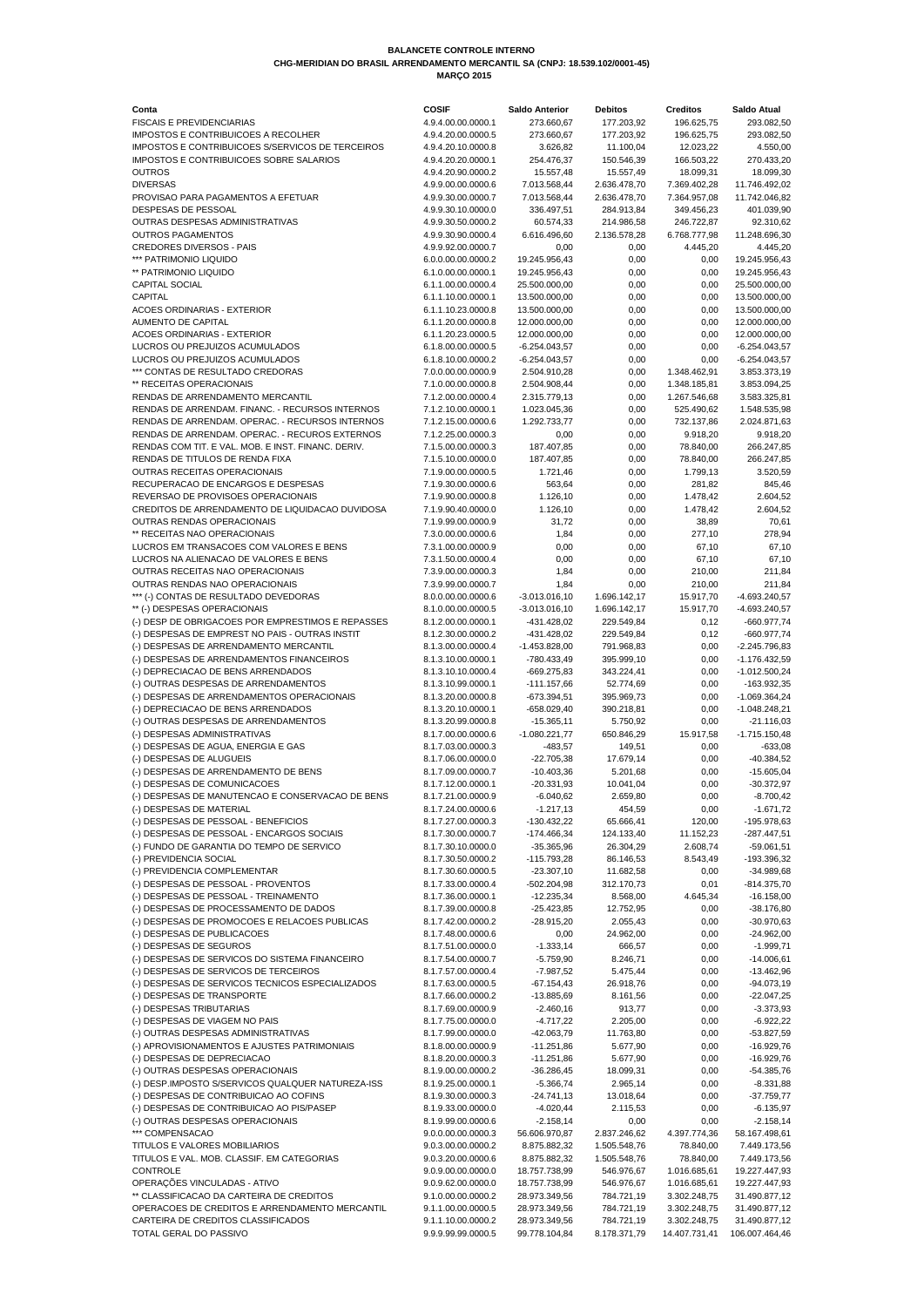**BALANCETE CONTROLE INTERNO**
**CHG-MERIDIAN DO BRASIL ARRENDAMENTO MERCANTIL SA (CNPJ: 18.539.102/0001-45)**
**MARÇO 2015**

| Conta | COSIF | Saldo Anterior | Debitos | Creditos | Saldo Atual |
|---|---|---|---|---|---|
| FISCAIS E PREVIDENCIARIAS | 4.9.4.00.00.0000.1 | 273.660,67 | 177.203,92 | 196.625,75 | 293.082,50 |
| IMPOSTOS E CONTRIBUICOES A RECOLHER | 4.9.4.20.00.0000.5 | 273.660,67 | 177.203,92 | 196.625,75 | 293.082,50 |
| IMPOSTOS E CONTRIBUICOES S/SERVICOS DE TERCEIROS | 4.9.4.20.10.0000.8 | 3.626,82 | 11.100,04 | 12.023,22 | 4.550,00 |
| IMPOSTOS E CONTRIBUICOES SOBRE SALARIOS | 4.9.4.20.20.0000.1 | 254.476,37 | 150.546,39 | 166.503,22 | 270.433,20 |
| OUTROS | 4.9.4.20.90.0000.2 | 15.557,48 | 15.557,49 | 18.099,31 | 18.099,30 |
| DIVERSAS | 4.9.9.00.00.0000.6 | 7.013.568,44 | 2.636.478,70 | 7.369.402,28 | 11.746.492,02 |
| PROVISAO PARA PAGAMENTOS A EFETUAR | 4.9.9.30.00.0000.7 | 7.013.568,44 | 2.636.478,70 | 7.364.957,08 | 11.742.046,82 |
| DESPESAS DE PESSOAL | 4.9.9.30.10.0000.0 | 336.497,51 | 284.913,84 | 349.456,23 | 401.039,90 |
| OUTRAS DESPESAS ADMINISTRATIVAS | 4.9.9.30.50.0000.2 | 60.574,33 | 214.986,58 | 246.722,87 | 92.310,62 |
| OUTROS PAGAMENTOS | 4.9.9.30.90.0000.4 | 6.616.496,60 | 2.136.578,28 | 6.768.777,98 | 11.248.696,30 |
| CREDORES DIVERSOS - PAIS | 4.9.9.92.00.0000.7 | 0,00 | 0,00 | 4.445,20 | 4.445,20 |
| *** PATRIMONIO LIQUIDO | 6.0.0.00.00.0000.2 | 19.245.956,43 | 0,00 | 0,00 | 19.245.956,43 |
| ** PATRIMONIO LIQUIDO | 6.1.0.00.00.0000.1 | 19.245.956,43 | 0,00 | 0,00 | 19.245.956,43 |
| CAPITAL SOCIAL | 6.1.1.00.00.0000.4 | 25.500.000,00 | 0,00 | 0,00 | 25.500.000,00 |
| CAPITAL | 6.1.1.10.00.0000.1 | 13.500.000,00 | 0,00 | 0,00 | 13.500.000,00 |
| ACOES ORDINARIAS - EXTERIOR | 6.1.1.10.23.0000.8 | 13.500.000,00 | 0,00 | 0,00 | 13.500.000,00 |
| AUMENTO DE CAPITAL | 6.1.1.20.00.0000.8 | 12.000.000,00 | 0,00 | 0,00 | 12.000.000,00 |
| ACOES ORDINARIAS - EXTERIOR | 6.1.1.20.23.0000.5 | 12.000.000,00 | 0,00 | 0,00 | 12.000.000,00 |
| LUCROS OU PREJUIZOS ACUMULADOS | 6.1.8.00.00.0000.5 | -6.254.043,57 | 0,00 | 0,00 | -6.254.043,57 |
| LUCROS OU PREJUIZOS ACUMULADOS | 6.1.8.10.00.0000.2 | -6.254.043,57 | 0,00 | 0,00 | -6.254.043,57 |
| *** CONTAS DE RESULTADO CREDORAS | 7.0.0.00.00.0000.9 | 2.504.910,28 | 0,00 | 1.348.462,91 | 3.853.373,19 |
| ** RECEITAS OPERACIONAIS | 7.1.0.00.00.0000.8 | 2.504.908,44 | 0,00 | 1.348.185,81 | 3.853.094,25 |
| RENDAS DE ARRENDAMENTO MERCANTIL | 7.1.2.00.00.0000.4 | 2.315.779,13 | 0,00 | 1.267.546,68 | 3.583.325,81 |
| RENDAS DE ARRENDAM. FINANC. - RECURSOS INTERNOS | 7.1.2.10.00.0000.1 | 1.023.045,36 | 0,00 | 525.490,62 | 1.548.535,98 |
| RENDAS DE ARRENDAM. OPERAC. - RECURSOS INTERNOS | 7.1.2.15.00.0000.6 | 1.292.733,77 | 0,00 | 732.137,86 | 2.024.871,63 |
| RENDAS DE ARRENDAM. OPERAC. - RECUROS EXTERNOS | 7.1.2.25.00.0000.3 | 0,00 | 0,00 | 9.918,20 | 9.918,20 |
| RENDAS COM TIT. E VAL. MOB. E INST. FINANC. DERIV. | 7.1.5.00.00.0000.3 | 187.407,85 | 0,00 | 78.840,00 | 266.247,85 |
| RENDAS DE TITULOS DE RENDA FIXA | 7.1.5.10.00.0000.0 | 187.407,85 | 0,00 | 78.840,00 | 266.247,85 |
| OUTRAS RECEITAS OPERACIONAIS | 7.1.9.00.00.0000.5 | 1.721,46 | 0,00 | 1.799,13 | 3.520,59 |
| RECUPERACAO DE ENCARGOS E DESPESAS | 7.1.9.30.00.0000.6 | 563,64 | 0,00 | 281,82 | 845,46 |
| REVERSAO DE PROVISOES OPERACIONAIS | 7.1.9.90.00.0000.8 | 1.126,10 | 0,00 | 1.478,42 | 2.604,52 |
| CREDITOS DE ARRENDAMENTO DE LIQUIDACAO DUVIDOSA | 7.1.9.90.40.0000.0 | 1.126,10 | 0,00 | 1.478,42 | 2.604,52 |
| OUTRAS RENDAS OPERACIONAIS | 7.1.9.99.00.0000.9 | 31,72 | 0,00 | 38,89 | 70,61 |
| ** RECEITAS NAO OPERACIONAIS | 7.3.0.00.00.0000.6 | 1,84 | 0,00 | 277,10 | 278,94 |
| LUCROS EM TRANSACOES COM VALORES E BENS | 7.3.1.00.00.0000.9 | 0,00 | 0,00 | 67,10 | 67,10 |
| LUCROS NA ALIENACAO DE VALORES E BENS | 7.3.1.50.00.0000.4 | 0,00 | 0,00 | 67,10 | 67,10 |
| OUTRAS RECEITAS NAO OPERACIONAIS | 7.3.9.00.00.0000.3 | 1,84 | 0,00 | 210,00 | 211,84 |
| OUTRAS RENDAS NAO OPERACIONAIS | 7.3.9.99.00.0000.7 | 1,84 | 0,00 | 210,00 | 211,84 |
| *** (-) CONTAS DE RESULTADO DEVEDORAS | 8.0.0.00.00.0000.6 | -3.013.016,10 | 1.696.142,17 | 15.917,70 | -4.693.240,57 |
| ** (-) DESPESAS OPERACIONAIS | 8.1.0.00.00.0000.5 | -3.013.016,10 | 1.696.142,17 | 15.917,70 | -4.693.240,57 |
| (-) DESP DE OBRIGACOES POR EMPRESTIMOS E REPASSES | 8.1.2.00.00.0000.1 | -431.428,02 | 229.549,84 | 0,12 | -660.977,74 |
| (-) DESPESAS DE EMPREST NO PAIS - OUTRAS INSTIT | 8.1.2.30.00.0000.2 | -431.428,02 | 229.549,84 | 0,12 | -660.977,74 |
| (-) DESPESAS DE ARRENDAMENTO MERCANTIL | 8.1.3.00.00.0000.4 | -1.453.828,00 | 791.968,83 | 0,00 | -2.245.796,83 |
| (-) DESPESAS DE ARRENDAMENTOS FINANCEIROS | 8.1.3.10.00.0000.1 | -780.433,49 | 395.999,10 | 0,00 | -1.176.432,59 |
| (-) DEPRECIACAO DE BENS ARRENDADOS | 8.1.3.10.10.0000.4 | -669.275,83 | 343.224,41 | 0,00 | -1.012.500,24 |
| (-) OUTRAS DESPESAS DE ARRENDAMENTOS | 8.1.3.10.99.0000.1 | -111.157,66 | 52.774,69 | 0,00 | -163.932,35 |
| (-) DESPESAS DE ARRENDAMENTOS OPERACIONAIS | 8.1.3.20.00.0000.8 | -673.394,51 | 395.969,73 | 0,00 | -1.069.364,24 |
| (-) DEPRECIACAO DE BENS ARRENDADOS | 8.1.3.20.10.0000.1 | -658.029,40 | 390.218,81 | 0,00 | -1.048.248,21 |
| (-) OUTRAS DESPESAS DE ARRENDAMENTOS | 8.1.3.20.99.0000.8 | -15.365,11 | 5.750,92 | 0,00 | -21.116,03 |
| (-) DESPESAS ADMINISTRATIVAS | 8.1.7.00.00.0000.6 | -1.080.221,77 | 650.846,29 | 15.917,58 | -1.715.150,48 |
| (-) DESPESAS DE AGUA, ENERGIA E GAS | 8.1.7.03.00.0000.3 | -483,57 | 149,51 | 0,00 | -633,08 |
| (-) DESPESAS DE ALUGUEIS | 8.1.7.06.00.0000.0 | -22.705,38 | 17.679,14 | 0,00 | -40.384,52 |
| (-) DESPESAS DE ARRENDAMENTO DE BENS | 8.1.7.09.00.0000.7 | -10.403,36 | 5.201,68 | 0,00 | -15.605,04 |
| (-) DESPESAS DE COMUNICACOES | 8.1.7.12.00.0000.1 | -20.331,93 | 10.041,04 | 0,00 | -30.372,97 |
| (-) DESPESAS DE MANUTENCAO E CONSERVACAO DE BENS | 8.1.7.21.00.0000.9 | -6.040,62 | 2.659,80 | 0,00 | -8.700,42 |
| (-) DESPESAS DE MATERIAL | 8.1.7.24.00.0000.6 | -1.217,13 | 454,59 | 0,00 | -1.671,72 |
| (-) DESPESAS DE PESSOAL - BENEFICIOS | 8.1.7.27.00.0000.3 | -130.432,22 | 65.666,41 | 120,00 | -195.978,63 |
| (-) DESPESAS DE PESSOAL - ENCARGOS SOCIAIS | 8.1.7.30.00.0000.7 | -174.466,34 | 124.133,40 | 11.152,23 | -287.447,51 |
| (-) FUNDO DE GARANTIA DO TEMPO DE SERVICO | 8.1.7.30.10.0000.0 | -35.365,96 | 26.304,29 | 2.608,74 | -59.061,51 |
| (-) PREVIDENCIA SOCIAL | 8.1.7.30.50.0000.2 | -115.793,28 | 86.146,53 | 8.543,49 | -193.396,32 |
| (-) PREVIDENCIA COMPLEMENTAR | 8.1.7.30.60.0000.5 | -23.307,10 | 11.682,58 | 0,00 | -34.989,68 |
| (-) DESPESAS DE PESSOAL - PROVENTOS | 8.1.7.33.00.0000.4 | -502.204,98 | 312.170,73 | 0,01 | -814.375,70 |
| (-) DESPESAS DE PESSOAL - TREINAMENTO | 8.1.7.36.00.0000.1 | -12.235,34 | 8.568,00 | 4.645,34 | -16.158,00 |
| (-) DESPESAS DE PROCESSAMENTO DE DADOS | 8.1.7.39.00.0000.8 | -25.423,85 | 12.752,95 | 0,00 | -38.176,80 |
| (-) DESPESAS DE PROMOCOES E RELACOES PUBLICAS | 8.1.7.42.00.0000.2 | -28.915,20 | 2.055,43 | 0,00 | -30.970,63 |
| (-) DESPESAS DE PUBLICACOES | 8.1.7.48.00.0000.6 | 0,00 | 24.962,00 | 0,00 | -24.962,00 |
| (-) DESPESAS DE SEGUROS | 8.1.7.51.00.0000.0 | -1.333,14 | 666,57 | 0,00 | -1.999,71 |
| (-) DESPESAS DE SERVICOS DO SISTEMA FINANCEIRO | 8.1.7.54.00.0000.7 | -5.759,90 | 8.246,71 | 0,00 | -14.006,61 |
| (-) DESPESAS DE SERVICOS DE TERCEIROS | 8.1.7.57.00.0000.4 | -7.987,52 | 5.475,44 | 0,00 | -13.462,96 |
| (-) DESPESAS DE SERVICOS TECNICOS ESPECIALIZADOS | 8.1.7.63.00.0000.5 | -67.154,43 | 26.918,76 | 0,00 | -94.073,19 |
| (-) DESPESAS DE TRANSPORTE | 8.1.7.66.00.0000.2 | -13.885,69 | 8.161,56 | 0,00 | -22.047,25 |
| (-) DESPESAS TRIBUTARIAS | 8.1.7.69.00.0000.9 | -2.460,16 | 913,77 | 0,00 | -3.373,93 |
| (-) DESPESAS DE VIAGEM NO PAIS | 8.1.7.75.00.0000.0 | -4.717,22 | 2.205,00 | 0,00 | -6.922,22 |
| (-) OUTRAS DESPESAS ADMINISTRATIVAS | 8.1.7.99.00.0000.0 | -42.063,79 | 11.763,80 | 0,00 | -53.827,59 |
| (-) APROVISIONAMENTOS E AJUSTES PATRIMONIAIS | 8.1.8.00.00.0000.9 | -11.251,86 | 5.677,90 | 0,00 | -16.929,76 |
| (-) DESPESAS DE DEPRECIACAO | 8.1.8.20.00.0000.3 | -11.251,86 | 5.677,90 | 0,00 | -16.929,76 |
| (-) OUTRAS DESPESAS OPERACIONAIS | 8.1.9.00.00.0000.2 | -36.286,45 | 18.099,31 | 0,00 | -54.385,76 |
| (-) DESP.IMPOSTO S/SERVICOS QUALQUER NATUREZA-ISS | 8.1.9.25.00.0000.1 | -5.366,74 | 2.965,14 | 0,00 | -8.331,88 |
| (-) DESPESAS DE CONTRIBUICAO AO COFINS | 8.1.9.30.00.0000.3 | -24.741,13 | 13.018,64 | 0,00 | -37.759,77 |
| (-) DESPESAS DE CONTRIBUICAO AO PIS/PASEP | 8.1.9.33.00.0000.0 | -4.020,44 | 2.115,53 | 0,00 | -6.135,97 |
| (-) OUTRAS DESPESAS OPERACIONAIS | 8.1.9.99.00.0000.6 | -2.158,14 | 0,00 | 0,00 | -2.158,14 |
| *** COMPENSACAO | 9.0.0.00.00.0000.3 | 56.606.970,87 | 2.837.246,62 | 4.397.774,36 | 58.167.498,61 |
| TITULOS E VALORES MOBILIARIOS | 9.0.3.00.00.0000.2 | 8.875.882,32 | 1.505.548,76 | 78.840,00 | 7.449.173,56 |
| TITULOS E VAL. MOB. CLASSIF. EM CATEGORIAS | 9.0.3.20.00.0000.6 | 8.875.882,32 | 1.505.548,76 | 78.840,00 | 7.449.173,56 |
| CONTROLE | 9.0.9.00.00.0000.0 | 18.757.738,99 | 546.976,67 | 1.016.685,61 | 19.227.447,93 |
| OPERAÇÕES VINCULADAS - ATIVO | 9.0.9.62.00.0000.0 | 18.757.738,99 | 546.976,67 | 1.016.685,61 | 19.227.447,93 |
| ** CLASSIFICACAO DA CARTEIRA DE CREDITOS | 9.1.0.00.00.0000.2 | 28.973.349,56 | 784.721,19 | 3.302.248,75 | 31.490.877,12 |
| OPERACOES DE CREDITOS E ARRENDAMENTO MERCANTIL | 9.1.1.00.00.0000.5 | 28.973.349,56 | 784.721,19 | 3.302.248,75 | 31.490.877,12 |
| CARTEIRA DE CREDITOS CLASSIFICADOS | 9.1.1.10.00.0000.2 | 28.973.349,56 | 784.721,19 | 3.302.248,75 | 31.490.877,12 |
| TOTAL GERAL DO PASSIVO | 9.9.9.99.99.0000.5 | 99.778.104,84 | 8.178.371,79 | 14.407.731,41 | 106.007.464,46 |